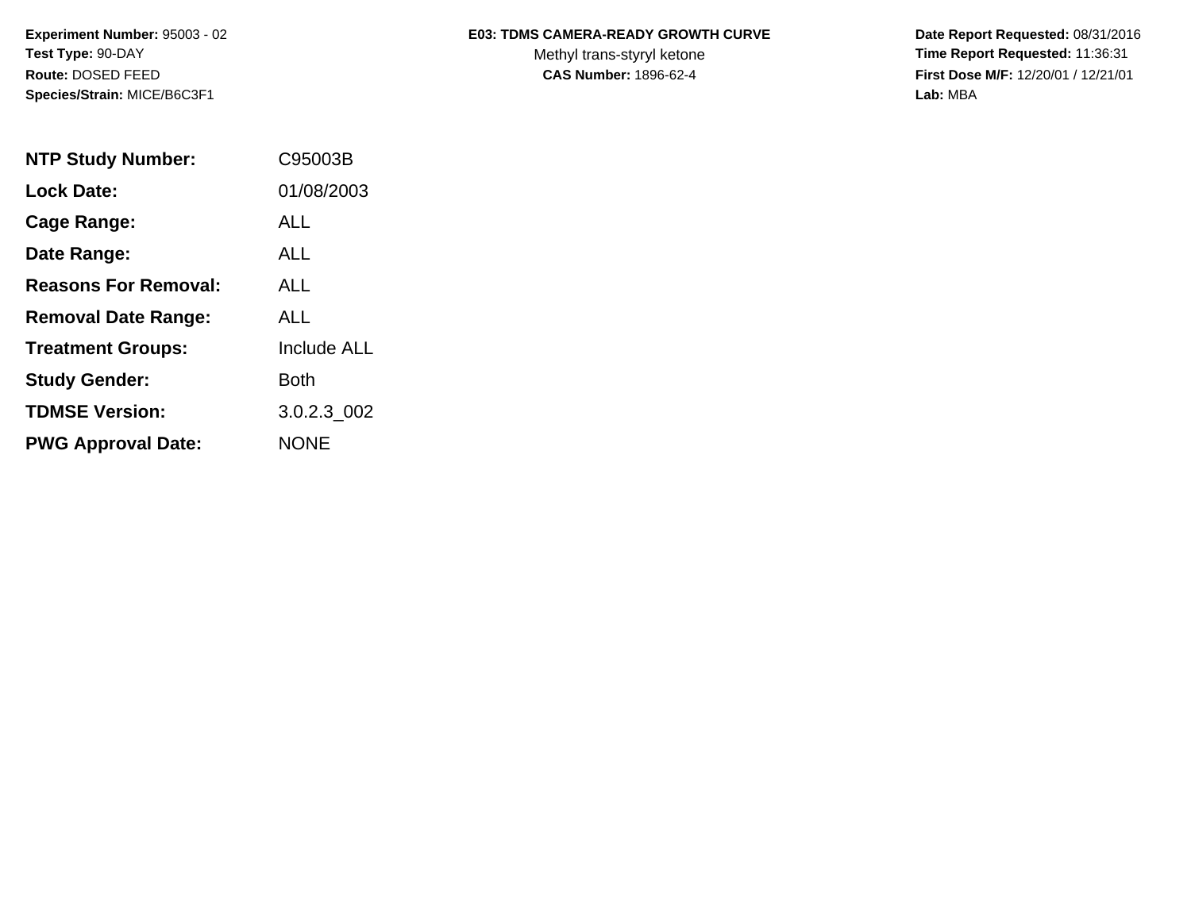**Experiment Number:** 95003 - 02
**Test Type:** 90-DAY
**Route:** DOSED FEED
**Species/Strain:** MICE/B6C3F1

**E03: TDMS CAMERA-READY GROWTH CURVE**
Methyl trans-styryl ketone
**CAS Number:** 1896-62-4

**Date Report Requested:** 08/31/2016
**Time Report Requested:** 11:36:31
**First Dose M/F:** 12/20/01 / 12/21/01
**Lab:** MBA

| | |
|---|---|
| **NTP Study Number:** | C95003B |
| **Lock Date:** | 01/08/2003 |
| **Cage Range:** | ALL |
| **Date Range:** | ALL |
| **Reasons For Removal:** | ALL |
| **Removal Date Range:** | ALL |
| **Treatment Groups:** | Include ALL |
| **Study Gender:** | Both |
| **TDMSE Version:** | 3.0.2.3_002 |
| **PWG Approval Date:** | NONE |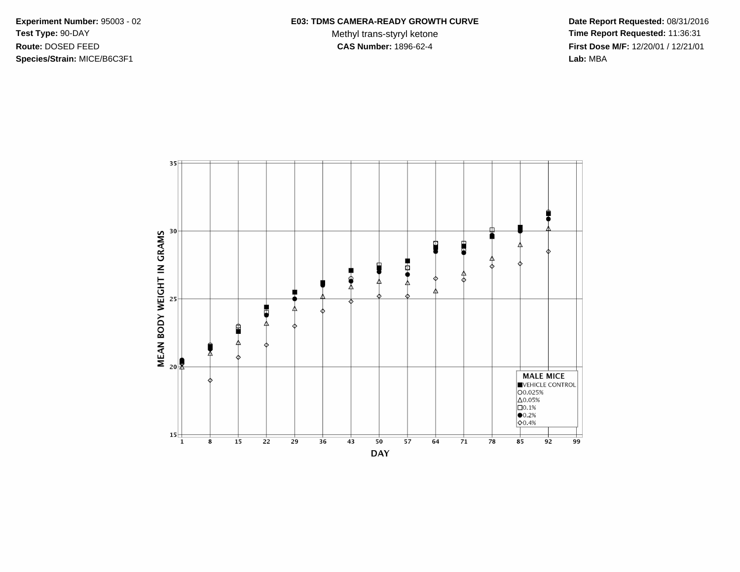**Experiment Number:** 95003 - 02
**Test Type:** 90-DAY
**Route:** DOSED FEED
**Species/Strain:** MICE/B6C3F1

**E03: TDMS CAMERA-READY GROWTH CURVE**
Methyl trans-styryl ketone
**CAS Number:** 1896-62-4

**Date Report Requested:** 08/31/2016
**Time Report Requested:** 11:36:31
**First Dose M/F:** 12/20/01 / 12/21/01
**Lab:** MBA

MEAN BODY WEIGHT IN GRAMS

DAY

MALE MICE
■ VEHICLE CONTROL
○ 0.025%
△ 0.05%
□ 0.1%
● 0.2%
◇ 0.4%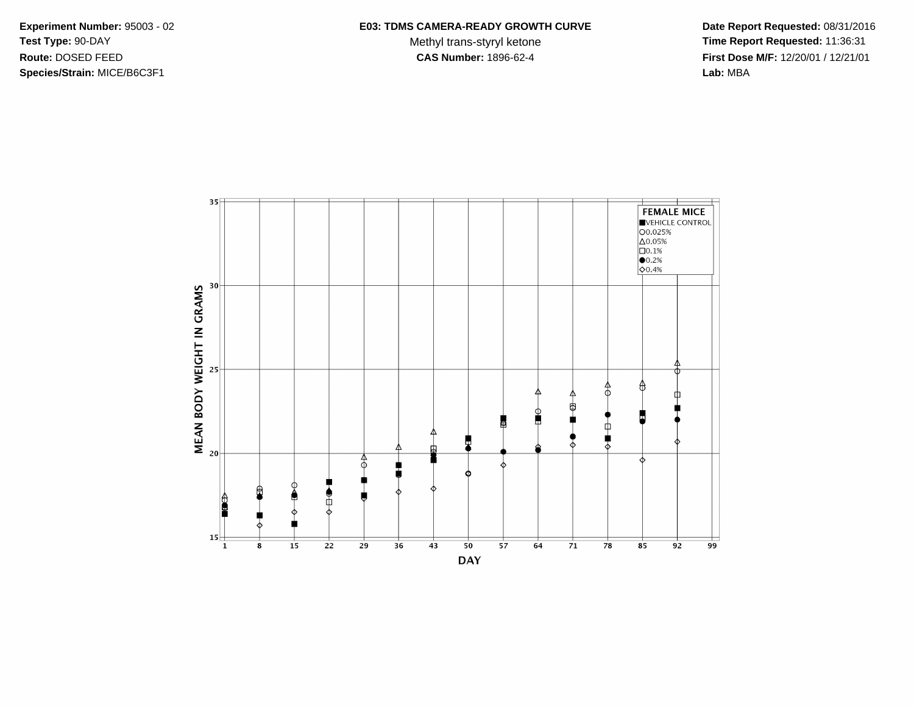**Experiment Number:** 95003 - 02
**Test Type:** 90-DAY
**Route:** DOSED FEED
**Species/Strain:** MICE/B6C3F1

**E03: TDMS CAMERA-READY GROWTH CURVE**
Methyl trans-styryl ketone
**CAS Number:** 1896-62-4

**Date Report Requested:** 08/31/2016
**Time Report Requested:** 11:36:31
**First Dose M/F:** 12/20/01 / 12/21/01
**Lab:** MBA

FEMALE MICE
VEHICLE CONTROL
0.025%
0.05%
0.1%
0.2%
0.4%

MEAN BODY WEIGHT IN GRAMS
35
30
25
20
15

DAY
1 8 15 22 29 36 43 50 57 64 71 78 85 92 99